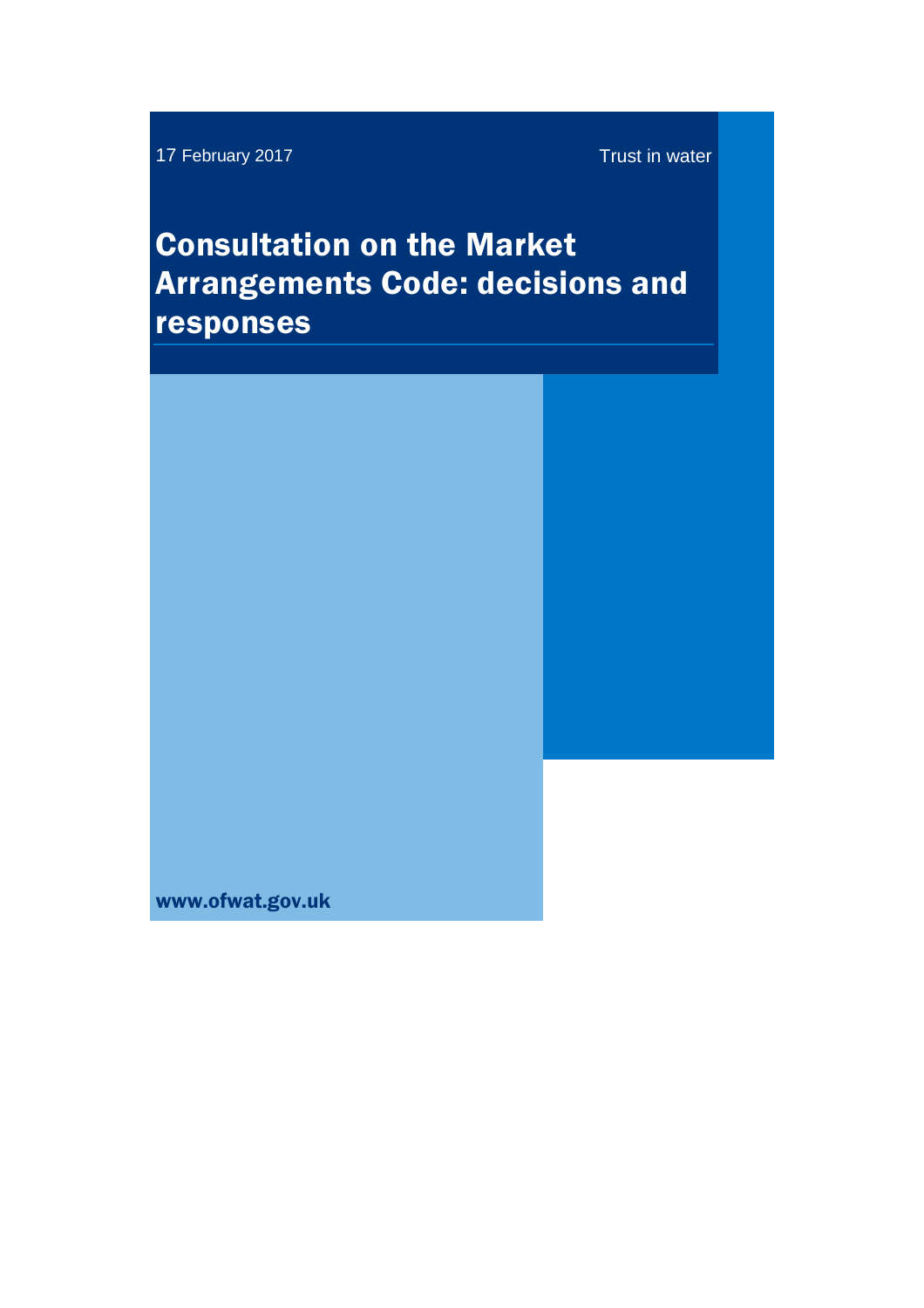17 February 2017

Trust in water

# Consultation on the Market Arrangements Code: decisions and responses

www.ofwat.gov.uk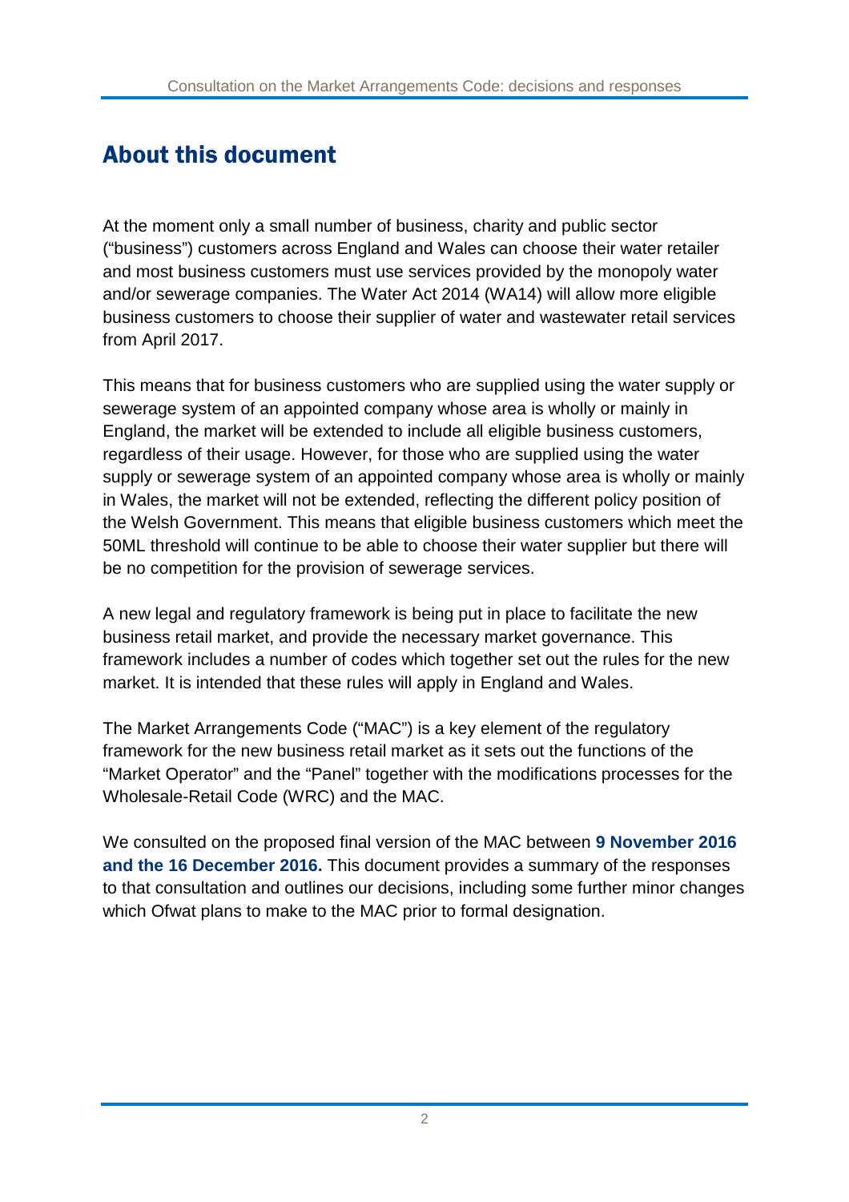## About this document

At the moment only a small number of business, charity and public sector ("business") customers across England and Wales can choose their water retailer and most business customers must use services provided by the monopoly water and/or sewerage companies. The Water Act 2014 (WA14) will allow more eligible business customers to choose their supplier of water and wastewater retail services from April 2017.

This means that for business customers who are supplied using the water supply or sewerage system of an appointed company whose area is wholly or mainly in England, the market will be extended to include all eligible business customers, regardless of their usage. However, for those who are supplied using the water supply or sewerage system of an appointed company whose area is wholly or mainly in Wales, the market will not be extended, reflecting the different policy position of the Welsh Government. This means that eligible business customers which meet the 50ML threshold will continue to be able to choose their water supplier but there will be no competition for the provision of sewerage services.

A new legal and regulatory framework is being put in place to facilitate the new business retail market, and provide the necessary market governance. This framework includes a number of codes which together set out the rules for the new market. It is intended that these rules will apply in England and Wales.

The Market Arrangements Code ("MAC") is a key element of the regulatory framework for the new business retail market as it sets out the functions of the "Market Operator" and the "Panel" together with the modifications processes for the Wholesale-Retail Code (WRC) and the MAC.

We consulted on the proposed final version of the MAC between **9 November 2016 and the 16 December 2016.** This document provides a summary of the responses to that consultation and outlines our decisions, including some further minor changes which Ofwat plans to make to the MAC prior to formal designation.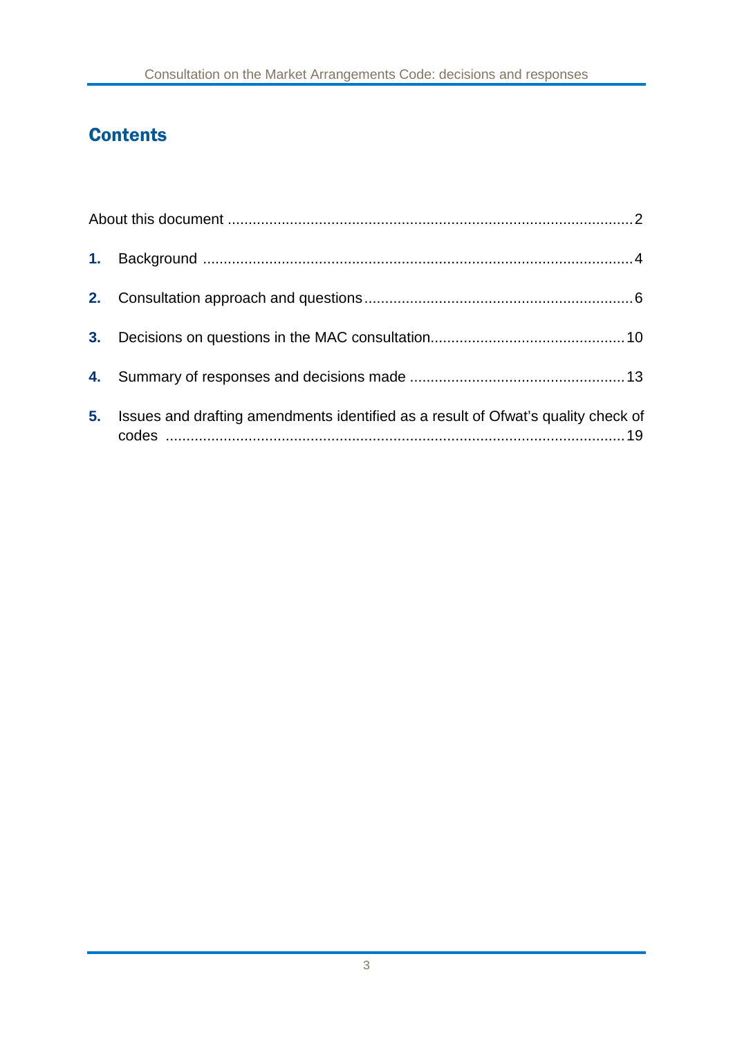## Contents

About this document ..........2

1. Background ..........4
2. Consultation approach and questions ..........6
3. Decisions on questions in the MAC consultation ..........10
4. Summary of responses and decisions made ..........13
5. Issues and drafting amendments identified as a result of Ofwat's quality check of codes ..........19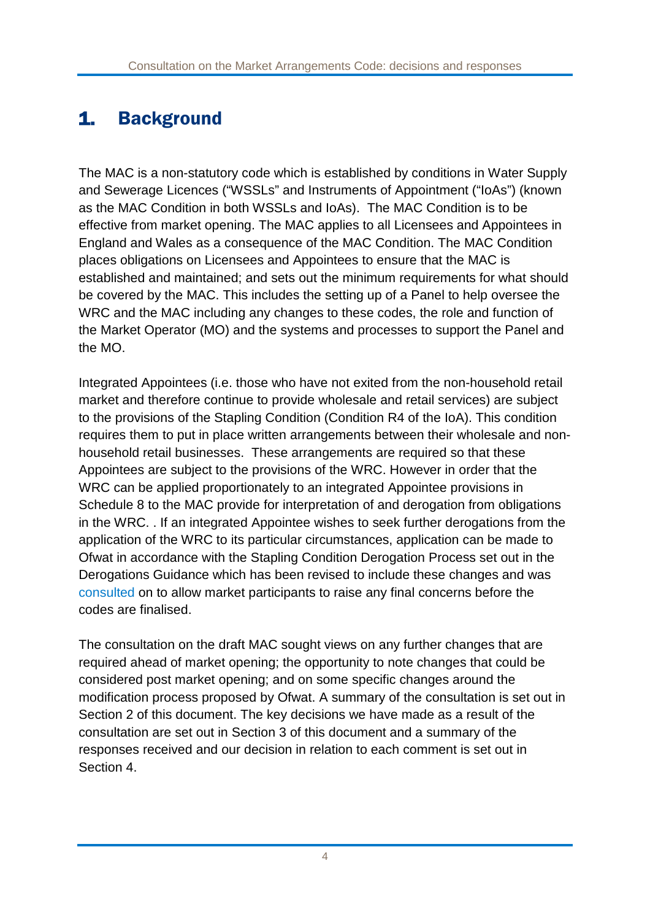# 1. Background

The MAC is a non-statutory code which is established by conditions in Water Supply and Sewerage Licences ("WSSLs" and Instruments of Appointment ("IoAs") (known as the MAC Condition in both WSSLs and IoAs). The MAC Condition is to be effective from market opening. The MAC applies to all Licensees and Appointees in England and Wales as a consequence of the MAC Condition. The MAC Condition places obligations on Licensees and Appointees to ensure that the MAC is established and maintained; and sets out the minimum requirements for what should be covered by the MAC. This includes the setting up of a Panel to help oversee the WRC and the MAC including any changes to these codes, the role and function of the Market Operator (MO) and the systems and processes to support the Panel and the MO.

Integrated Appointees (i.e. those who have not exited from the non-household retail market and therefore continue to provide wholesale and retail services) are subject to the provisions of the Stapling Condition (Condition R4 of the IoA). This condition requires them to put in place written arrangements between their wholesale and non-household retail businesses. These arrangements are required so that these Appointees are subject to the provisions of the WRC. However in order that the WRC can be applied proportionately to an integrated Appointee provisions in Schedule 8 to the MAC provide for interpretation of and derogation from obligations in the WRC. . If an integrated Appointee wishes to seek further derogations from the application of the WRC to its particular circumstances, application can be made to Ofwat in accordance with the Stapling Condition Derogation Process set out in the Derogations Guidance which has been revised to include these changes and was consulted on to allow market participants to raise any final concerns before the codes are finalised.

The consultation on the draft MAC sought views on any further changes that are required ahead of market opening; the opportunity to note changes that could be considered post market opening; and on some specific changes around the modification process proposed by Ofwat. A summary of the consultation is set out in Section 2 of this document. The key decisions we have made as a result of the consultation are set out in Section 3 of this document and a summary of the responses received and our decision in relation to each comment is set out in Section 4.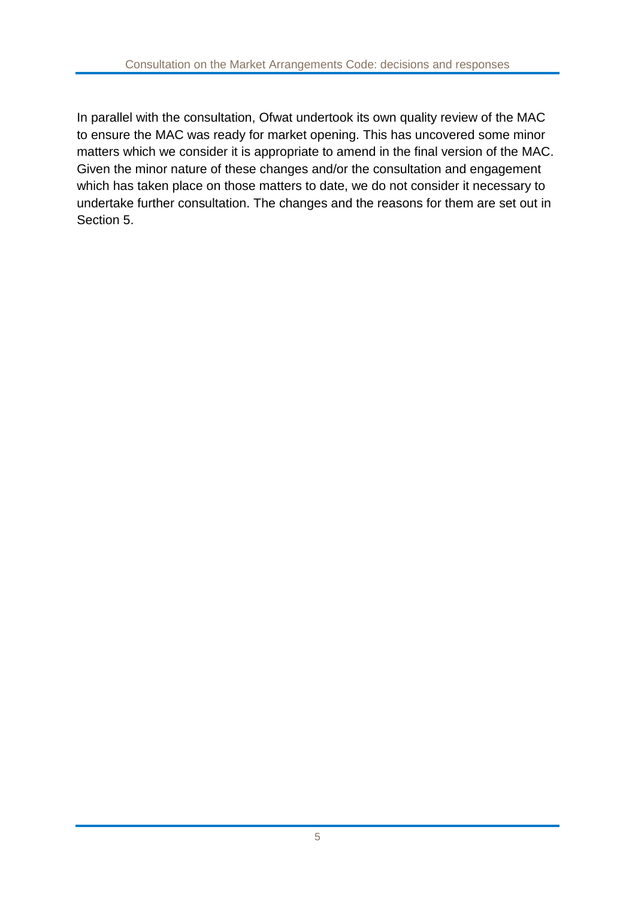In parallel with the consultation, Ofwat undertook its own quality review of the MAC to ensure the MAC was ready for market opening. This has uncovered some minor matters which we consider it is appropriate to amend in the final version of the MAC. Given the minor nature of these changes and/or the consultation and engagement which has taken place on those matters to date, we do not consider it necessary to undertake further consultation. The changes and the reasons for them are set out in Section 5.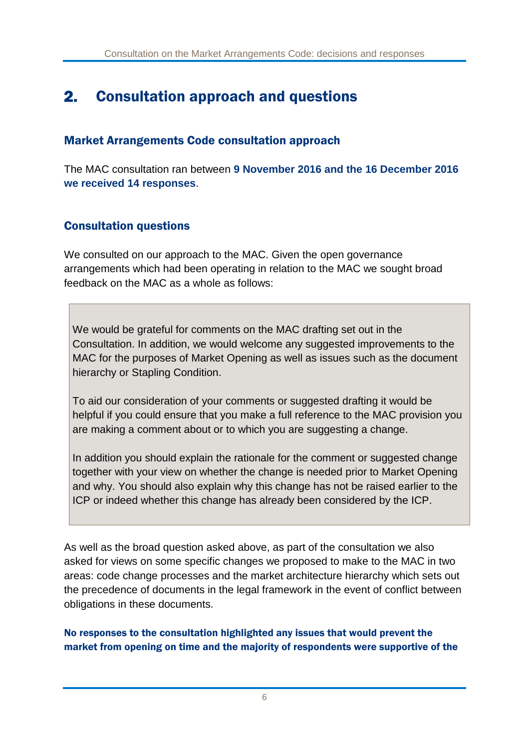## 2. Consultation approach and questions

### Market Arrangements Code consultation approach

The MAC consultation ran between **9 November 2016 and the 16 December 2016 we received 14 responses**.

### Consultation questions

We consulted on our approach to the MAC. Given the open governance arrangements which had been operating in relation to the MAC we sought broad feedback on the MAC as a whole as follows:

> We would be grateful for comments on the MAC drafting set out in the Consultation. In addition, we would welcome any suggested improvements to the MAC for the purposes of Market Opening as well as issues such as the document hierarchy or Stapling Condition.
>
> To aid our consideration of your comments or suggested drafting it would be helpful if you could ensure that you make a full reference to the MAC provision you are making a comment about or to which you are suggesting a change.
>
> In addition you should explain the rationale for the comment or suggested change together with your view on whether the change is needed prior to Market Opening and why. You should also explain why this change has not be raised earlier to the ICP or indeed whether this change has already been considered by the ICP.

As well as the broad question asked above, as part of the consultation we also asked for views on some specific changes we proposed to make to the MAC in two areas: code change processes and the market architecture hierarchy which sets out the precedence of documents in the legal framework in the event of conflict between obligations in these documents.

**No responses to the consultation highlighted any issues that would prevent the market from opening on time and the majority of respondents were supportive of the**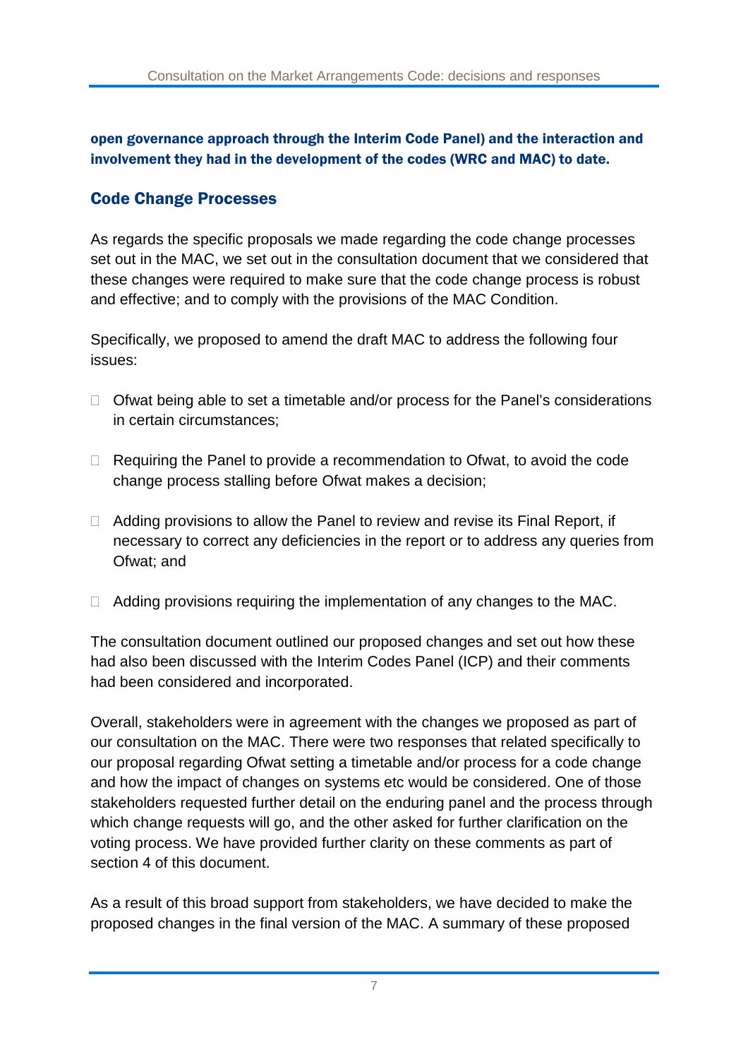**open governance approach through the Interim Code Panel) and the interaction and involvement they had in the development of the codes (WRC and MAC) to date.**

## Code Change Processes

As regards the specific proposals we made regarding the code change processes set out in the MAC, we set out in the consultation document that we considered that these changes were required to make sure that the code change process is robust and effective; and to comply with the provisions of the MAC Condition.

Specifically, we proposed to amend the draft MAC to address the following four issues:

- Ofwat being able to set a timetable and/or process for the Panel's considerations in certain circumstances;
- Requiring the Panel to provide a recommendation to Ofwat, to avoid the code change process stalling before Ofwat makes a decision;
- Adding provisions to allow the Panel to review and revise its Final Report, if necessary to correct any deficiencies in the report or to address any queries from Ofwat; and
- Adding provisions requiring the implementation of any changes to the MAC.

The consultation document outlined our proposed changes and set out how these had also been discussed with the Interim Codes Panel (ICP) and their comments had been considered and incorporated.

Overall, stakeholders were in agreement with the changes we proposed as part of our consultation on the MAC. There were two responses that related specifically to our proposal regarding Ofwat setting a timetable and/or process for a code change and how the impact of changes on systems etc would be considered. One of those stakeholders requested further detail on the enduring panel and the process through which change requests will go, and the other asked for further clarification on the voting process. We have provided further clarity on these comments as part of section 4 of this document.

As a result of this broad support from stakeholders, we have decided to make the proposed changes in the final version of the MAC. A summary of these proposed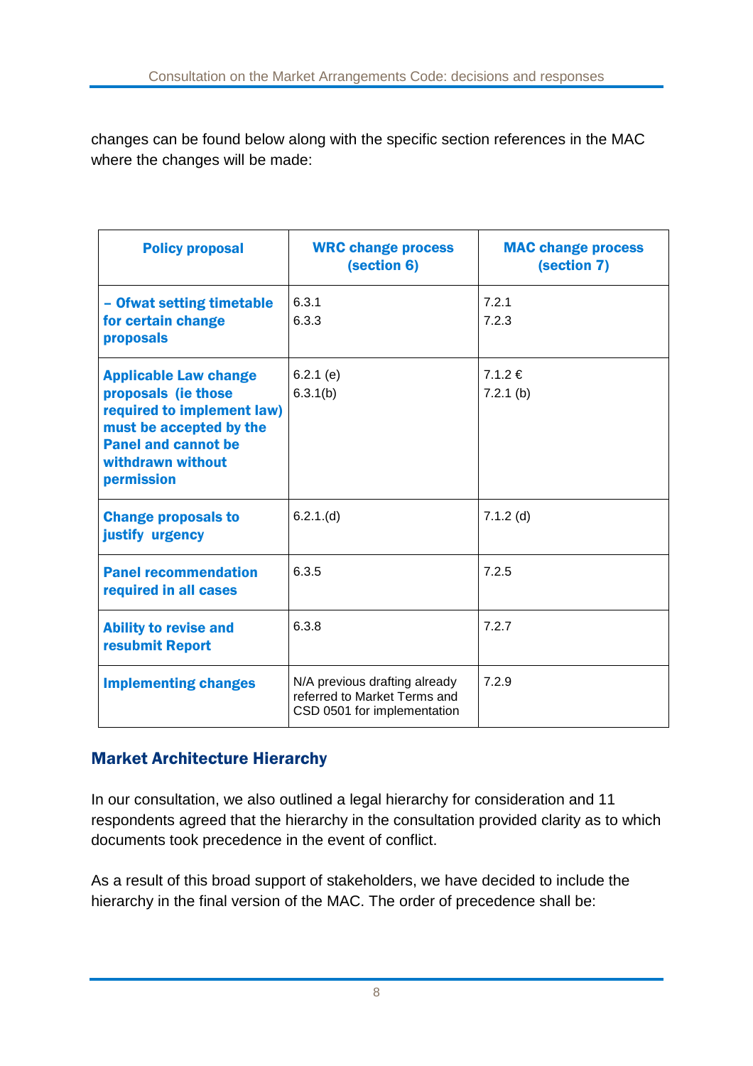changes can be found below along with the specific section references in the MAC where the changes will be made:

| Policy proposal | WRC change process (section 6) | MAC change process (section 7) |
|---|---|---|
| – Ofwat setting timetable for certain change proposals | 6.3.1<br>6.3.3 | 7.2.1<br>7.2.3 |
| Applicable Law change proposals (ie those required to implement law) must be accepted by the Panel and cannot be withdrawn without permission | 6.2.1 (e)<br>6.3.1(b) | 7.1.2 €<br>7.2.1 (b) |
| Change proposals to justify urgency | 6.2.1.(d) | 7.1.2 (d) |
| Panel recommendation required in all cases | 6.3.5 | 7.2.5 |
| Ability to revise and resubmit Report | 6.3.8 | 7.2.7 |
| Implementing changes | N/A previous drafting already referred to Market Terms and CSD 0501 for implementation | 7.2.9 |

## Market Architecture Hierarchy

In our consultation, we also outlined a legal hierarchy for consideration and 11 respondents agreed that the hierarchy in the consultation provided clarity as to which documents took precedence in the event of conflict.

As a result of this broad support of stakeholders, we have decided to include the hierarchy in the final version of the MAC. The order of precedence shall be: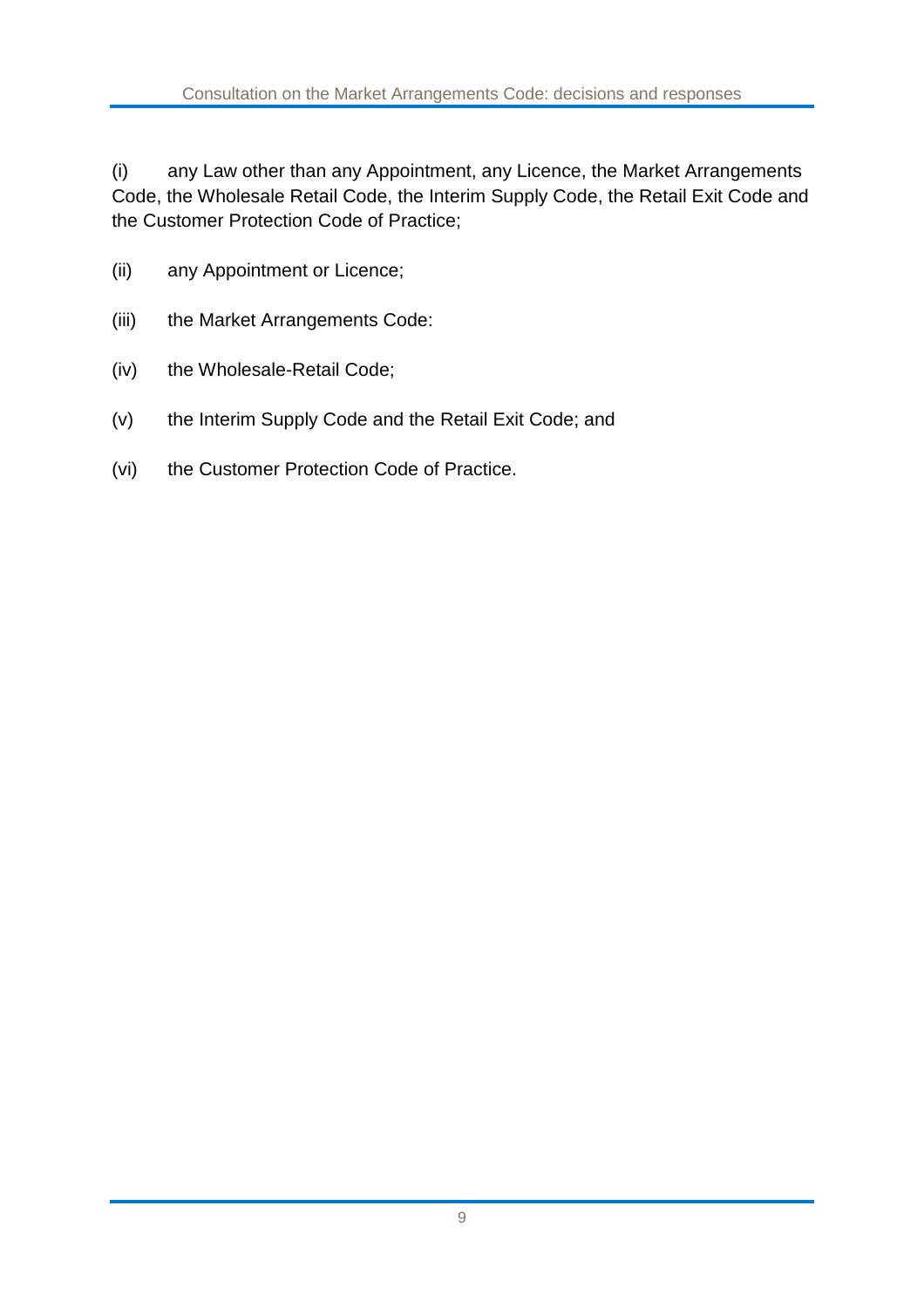(i) any Law other than any Appointment, any Licence, the Market Arrangements Code, the Wholesale Retail Code, the Interim Supply Code, the Retail Exit Code and the Customer Protection Code of Practice;

(ii) any Appointment or Licence;

(iii) the Market Arrangements Code:

(iv) the Wholesale-Retail Code;

(v) the Interim Supply Code and the Retail Exit Code; and

(vi) the Customer Protection Code of Practice.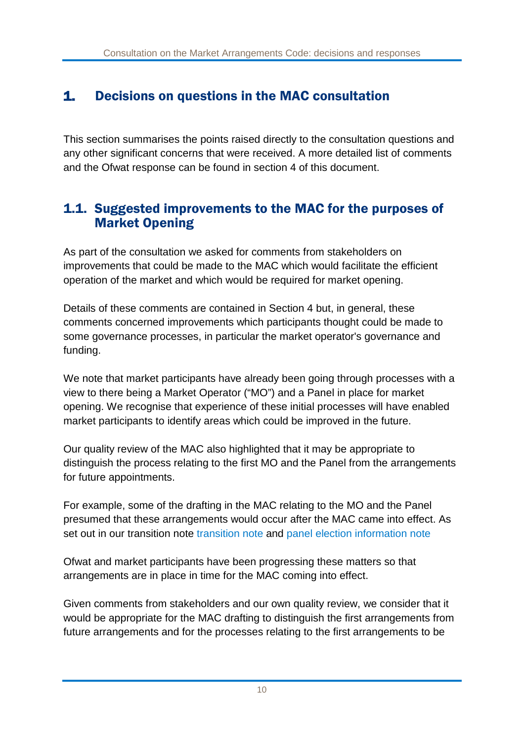# 1. Decisions on questions in the MAC consultation

This section summarises the points raised directly to the consultation questions and any other significant concerns that were received. A more detailed list of comments and the Ofwat response can be found in section 4 of this document.

## 1.1. Suggested improvements to the MAC for the purposes of Market Opening

As part of the consultation we asked for comments from stakeholders on improvements that could be made to the MAC which would facilitate the efficient operation of the market and which would be required for market opening.

Details of these comments are contained in Section 4 but, in general, these comments concerned improvements which participants thought could be made to some governance processes, in particular the market operator's governance and funding.

We note that market participants have already been going through processes with a view to there being a Market Operator ("MO") and a Panel in place for market opening. We recognise that experience of these initial processes will have enabled market participants to identify areas which could be improved in the future.

Our quality review of the MAC also highlighted that it may be appropriate to distinguish the process relating to the first MO and the Panel from the arrangements for future appointments.

For example, some of the drafting in the MAC relating to the MO and the Panel presumed that these arrangements would occur after the MAC came into effect. As set out in our transition note transition note and panel election information note

Ofwat and market participants have been progressing these matters so that arrangements are in place in time for the MAC coming into effect.

Given comments from stakeholders and our own quality review, we consider that it would be appropriate for the MAC drafting to distinguish the first arrangements from future arrangements and for the processes relating to the first arrangements to be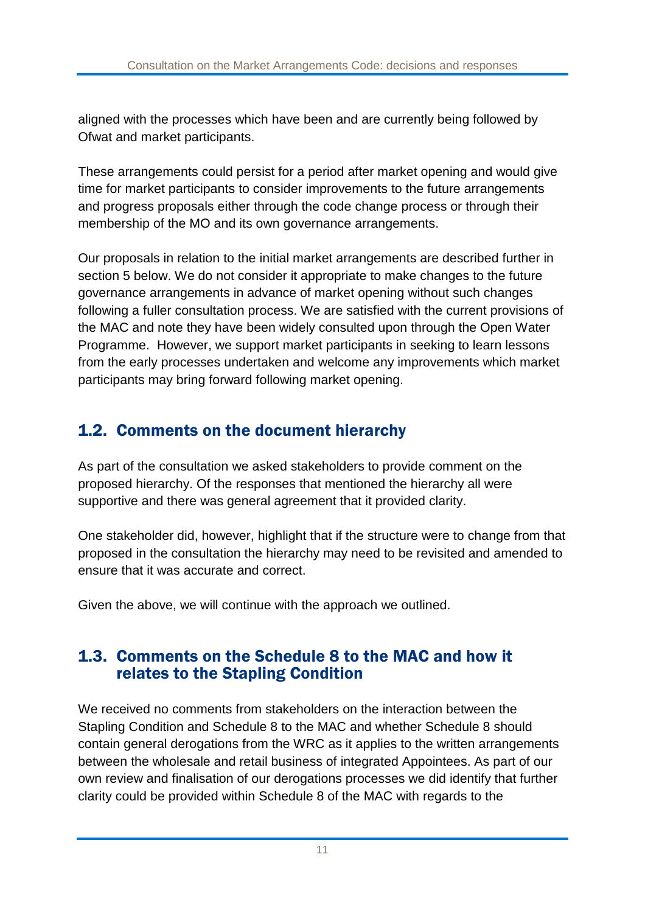aligned with the processes which have been and are currently being followed by Ofwat and market participants.

These arrangements could persist for a period after market opening and would give time for market participants to consider improvements to the future arrangements and progress proposals either through the code change process or through their membership of the MO and its own governance arrangements.

Our proposals in relation to the initial market arrangements are described further in section 5 below. We do not consider it appropriate to make changes to the future governance arrangements in advance of market opening without such changes following a fuller consultation process. We are satisfied with the current provisions of the MAC and note they have been widely consulted upon through the Open Water Programme. However, we support market participants in seeking to learn lessons from the early processes undertaken and welcome any improvements which market participants may bring forward following market opening.

## 1.2. Comments on the document hierarchy

As part of the consultation we asked stakeholders to provide comment on the proposed hierarchy. Of the responses that mentioned the hierarchy all were supportive and there was general agreement that it provided clarity.

One stakeholder did, however, highlight that if the structure were to change from that proposed in the consultation the hierarchy may need to be revisited and amended to ensure that it was accurate and correct.

Given the above, we will continue with the approach we outlined.

## 1.3. Comments on the Schedule 8 to the MAC and how it relates to the Stapling Condition

We received no comments from stakeholders on the interaction between the Stapling Condition and Schedule 8 to the MAC and whether Schedule 8 should contain general derogations from the WRC as it applies to the written arrangements between the wholesale and retail business of integrated Appointees. As part of our own review and finalisation of our derogations processes we did identify that further clarity could be provided within Schedule 8 of the MAC with regards to the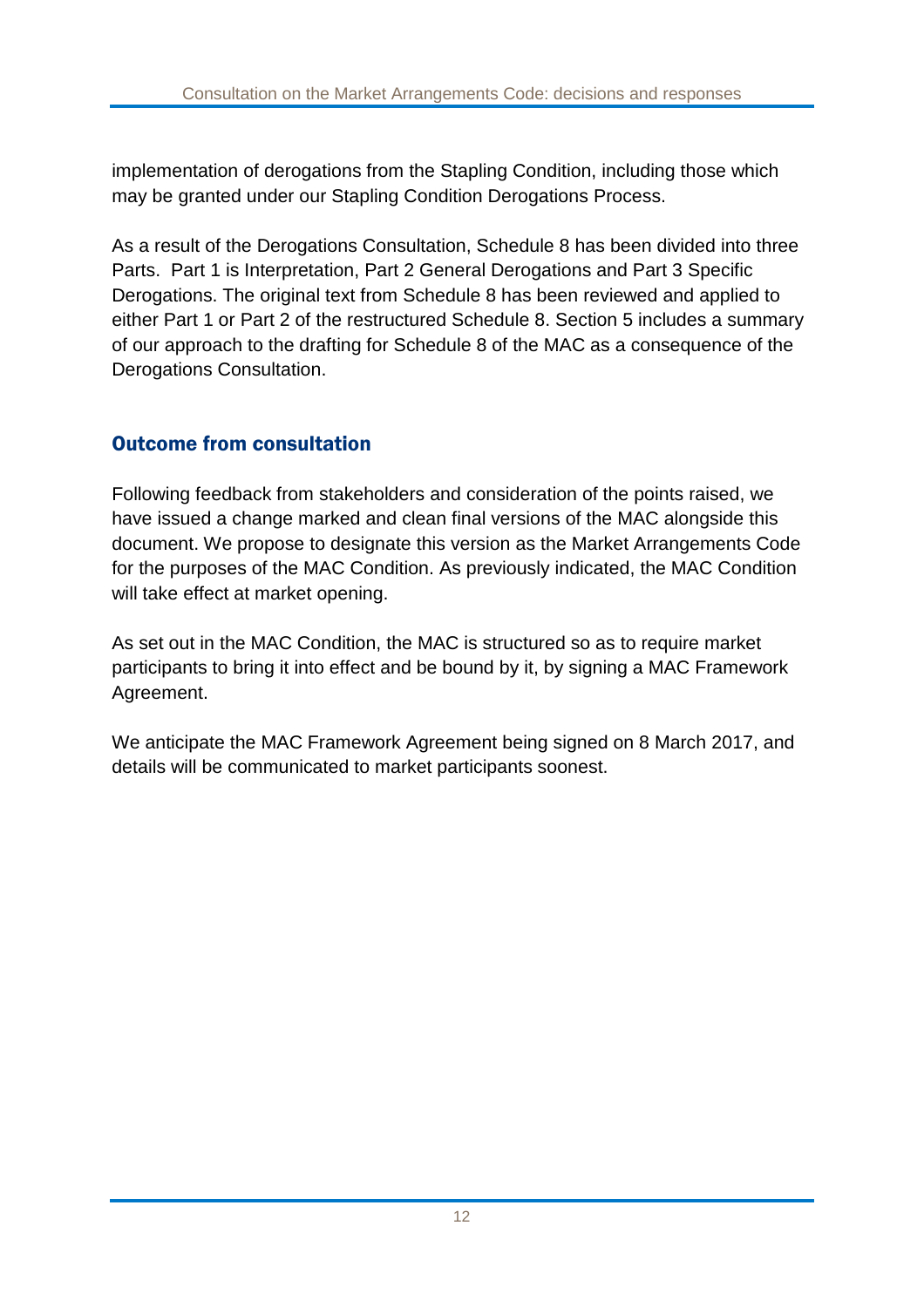implementation of derogations from the Stapling Condition, including those which may be granted under our Stapling Condition Derogations Process.

As a result of the Derogations Consultation, Schedule 8 has been divided into three Parts. Part 1 is Interpretation, Part 2 General Derogations and Part 3 Specific Derogations. The original text from Schedule 8 has been reviewed and applied to either Part 1 or Part 2 of the restructured Schedule 8. Section 5 includes a summary of our approach to the drafting for Schedule 8 of the MAC as a consequence of the Derogations Consultation.

## Outcome from consultation

Following feedback from stakeholders and consideration of the points raised, we have issued a change marked and clean final versions of the MAC alongside this document. We propose to designate this version as the Market Arrangements Code for the purposes of the MAC Condition. As previously indicated, the MAC Condition will take effect at market opening.

As set out in the MAC Condition, the MAC is structured so as to require market participants to bring it into effect and be bound by it, by signing a MAC Framework Agreement.

We anticipate the MAC Framework Agreement being signed on 8 March 2017, and details will be communicated to market participants soonest.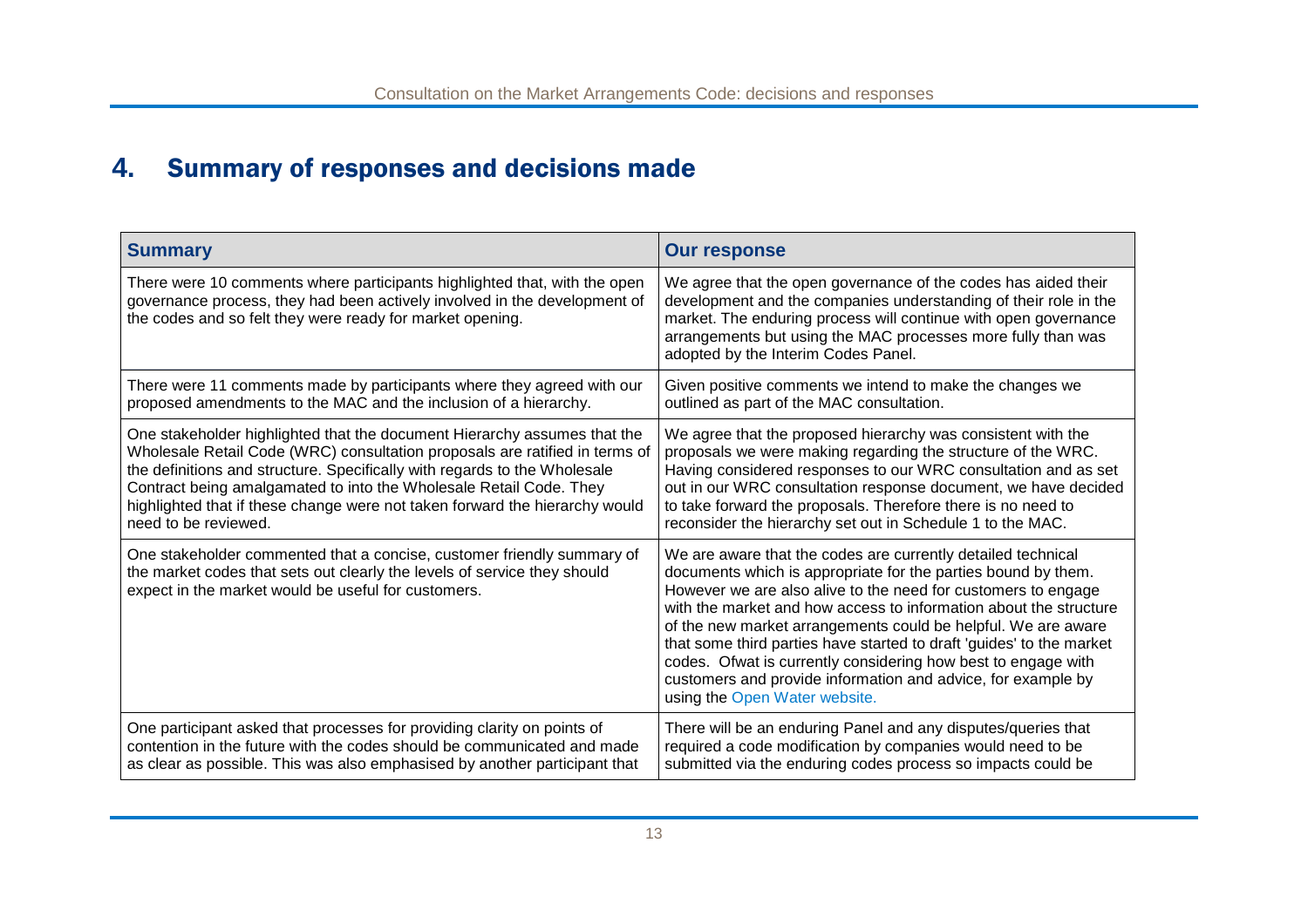# 4. Summary of responses and decisions made

| Summary | Our response |
|---|---|
| There were 10 comments where participants highlighted that, with the open governance process, they had been actively involved in the development of the codes and so felt they were ready for market opening. | We agree that the open governance of the codes has aided their development and the companies understanding of their role in the market. The enduring process will continue with open governance arrangements but using the MAC processes more fully than was adopted by the Interim Codes Panel. |
| There were 11 comments made by participants where they agreed with our proposed amendments to the MAC and the inclusion of a hierarchy. | Given positive comments we intend to make the changes we outlined as part of the MAC consultation. |
| One stakeholder highlighted that the document Hierarchy assumes that the Wholesale Retail Code (WRC) consultation proposals are ratified in terms of the definitions and structure. Specifically with regards to the Wholesale Contract being amalgamated to into the Wholesale Retail Code. They highlighted that if these change were not taken forward the hierarchy would need to be reviewed. | We agree that the proposed hierarchy was consistent with the proposals we were making regarding the structure of the WRC. Having considered responses to our WRC consultation and as set out in our WRC consultation response document, we have decided to take forward the proposals. Therefore there is no need to reconsider the hierarchy set out in Schedule 1 to the MAC. |
| One stakeholder commented that a concise, customer friendly summary of the market codes that sets out clearly the levels of service they should expect in the market would be useful for customers. | We are aware that the codes are currently detailed technical documents which is appropriate for the parties bound by them. However we are also alive to the need for customers to engage with the market and how access to information about the structure of the new market arrangements could be helpful. We are aware that some third parties have started to draft 'guides' to the market codes. Ofwat is currently considering how best to engage with customers and provide information and advice, for example by using the Open Water website. |
| One participant asked that processes for providing clarity on points of contention in the future with the codes should be communicated and made as clear as possible. This was also emphasised by another participant that | There will be an enduring Panel and any disputes/queries that required a code modification by companies would need to be submitted via the enduring codes process so impacts could be |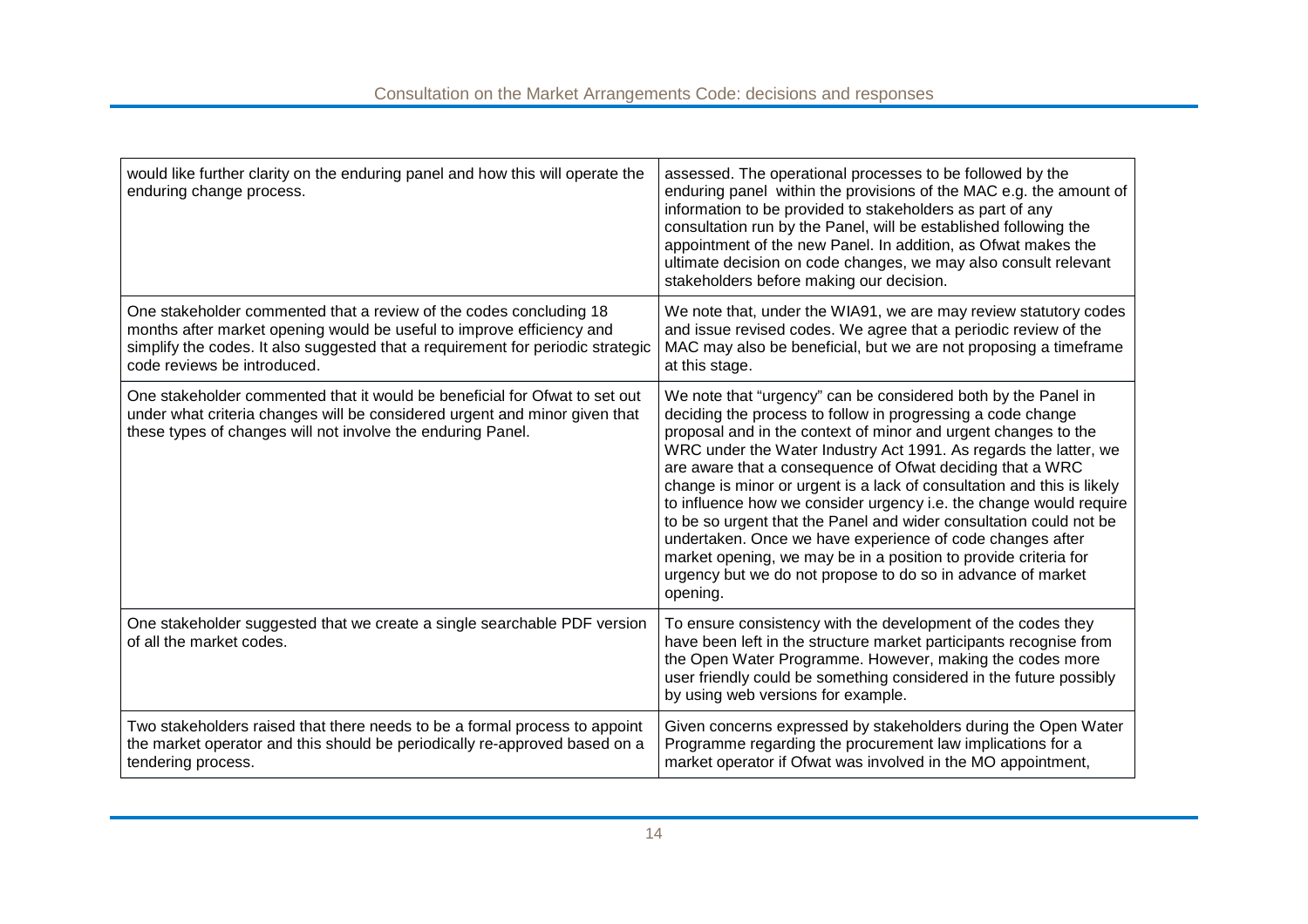| | |
|---|---|
| would like further clarity on the enduring panel and how this will operate the enduring change process. | assessed. The operational processes to be followed by the enduring panel within the provisions of the MAC e.g. the amount of information to be provided to stakeholders as part of any consultation run by the Panel, will be established following the appointment of the new Panel. In addition, as Ofwat makes the ultimate decision on code changes, we may also consult relevant stakeholders before making our decision. |
| One stakeholder commented that a review of the codes concluding 18 months after market opening would be useful to improve efficiency and simplify the codes. It also suggested that a requirement for periodic strategic code reviews be introduced. | We note that, under the WIA91, we are may review statutory codes and issue revised codes. We agree that a periodic review of the MAC may also be beneficial, but we are not proposing a timeframe at this stage. |
| One stakeholder commented that it would be beneficial for Ofwat to set out under what criteria changes will be considered urgent and minor given that these types of changes will not involve the enduring Panel. | We note that "urgency" can be considered both by the Panel in deciding the process to follow in progressing a code change proposal and in the context of minor and urgent changes to the WRC under the Water Industry Act 1991. As regards the latter, we are aware that a consequence of Ofwat deciding that a WRC change is minor or urgent is a lack of consultation and this is likely to influence how we consider urgency i.e. the change would require to be so urgent that the Panel and wider consultation could not be undertaken. Once we have experience of code changes after market opening, we may be in a position to provide criteria for urgency but we do not propose to do so in advance of market opening. |
| One stakeholder suggested that we create a single searchable PDF version of all the market codes. | To ensure consistency with the development of the codes they have been left in the structure market participants recognise from the Open Water Programme. However, making the codes more user friendly could be something considered in the future possibly by using web versions for example. |
| Two stakeholders raised that there needs to be a formal process to appoint the market operator and this should be periodically re-approved based on a tendering process. | Given concerns expressed by stakeholders during the Open Water Programme regarding the procurement law implications for a market operator if Ofwat was involved in the MO appointment, |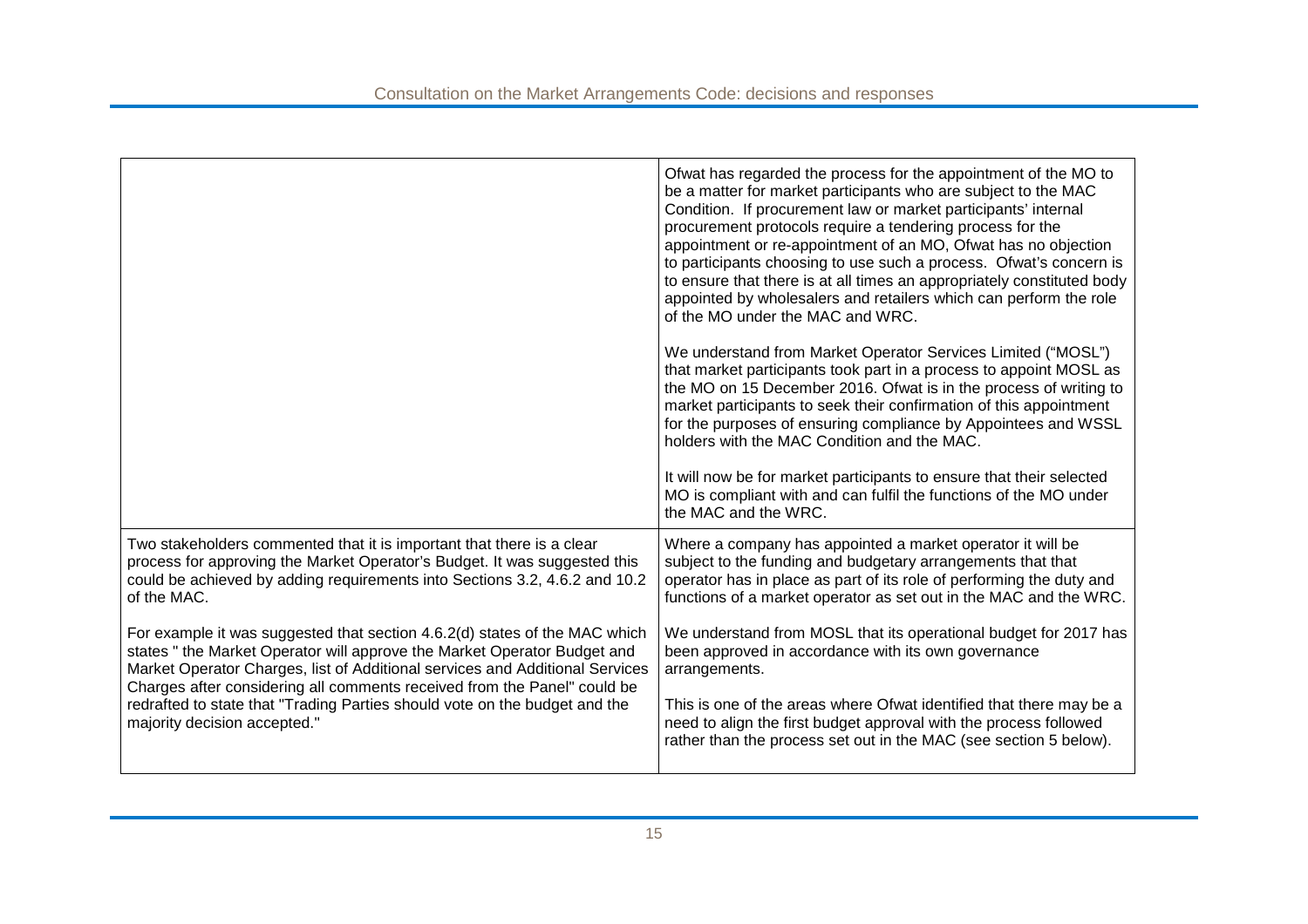| | |
|---|---|
| | Ofwat has regarded the process for the appointment of the MO to be a matter for market participants who are subject to the MAC Condition. If procurement law or market participants' internal procurement protocols require a tendering process for the appointment or re-appointment of an MO, Ofwat has no objection to participants choosing to use such a process. Ofwat's concern is to ensure that there is at all times an appropriately constituted body appointed by wholesalers and retailers which can perform the role of the MO under the MAC and WRC.<br><br>We understand from Market Operator Services Limited ("MOSL") that market participants took part in a process to appoint MOSL as the MO on 15 December 2016. Ofwat is in the process of writing to market participants to seek their confirmation of this appointment for the purposes of ensuring compliance by Appointees and WSSL holders with the MAC Condition and the MAC.<br><br>It will now be for market participants to ensure that their selected MO is compliant with and can fulfil the functions of the MO under the MAC and the WRC. |
| Two stakeholders commented that it is important that there is a clear process for approving the Market Operator's Budget. It was suggested this could be achieved by adding requirements into Sections 3.2, 4.6.2 and 10.2 of the MAC.<br><br>For example it was suggested that section 4.6.2(d) states of the MAC which states " the Market Operator will approve the Market Operator Budget and Market Operator Charges, list of Additional services and Additional Services Charges after considering all comments received from the Panel" could be redrafted to state that "Trading Parties should vote on the budget and the majority decision accepted." | Where a company has appointed a market operator it will be subject to the funding and budgetary arrangements that that operator has in place as part of its role of performing the duty and functions of a market operator as set out in the MAC and the WRC.<br><br>We understand from MOSL that its operational budget for 2017 has been approved in accordance with its own governance arrangements.<br><br>This is one of the areas where Ofwat identified that there may be a need to align the first budget approval with the process followed rather than the process set out in the MAC (see section 5 below). |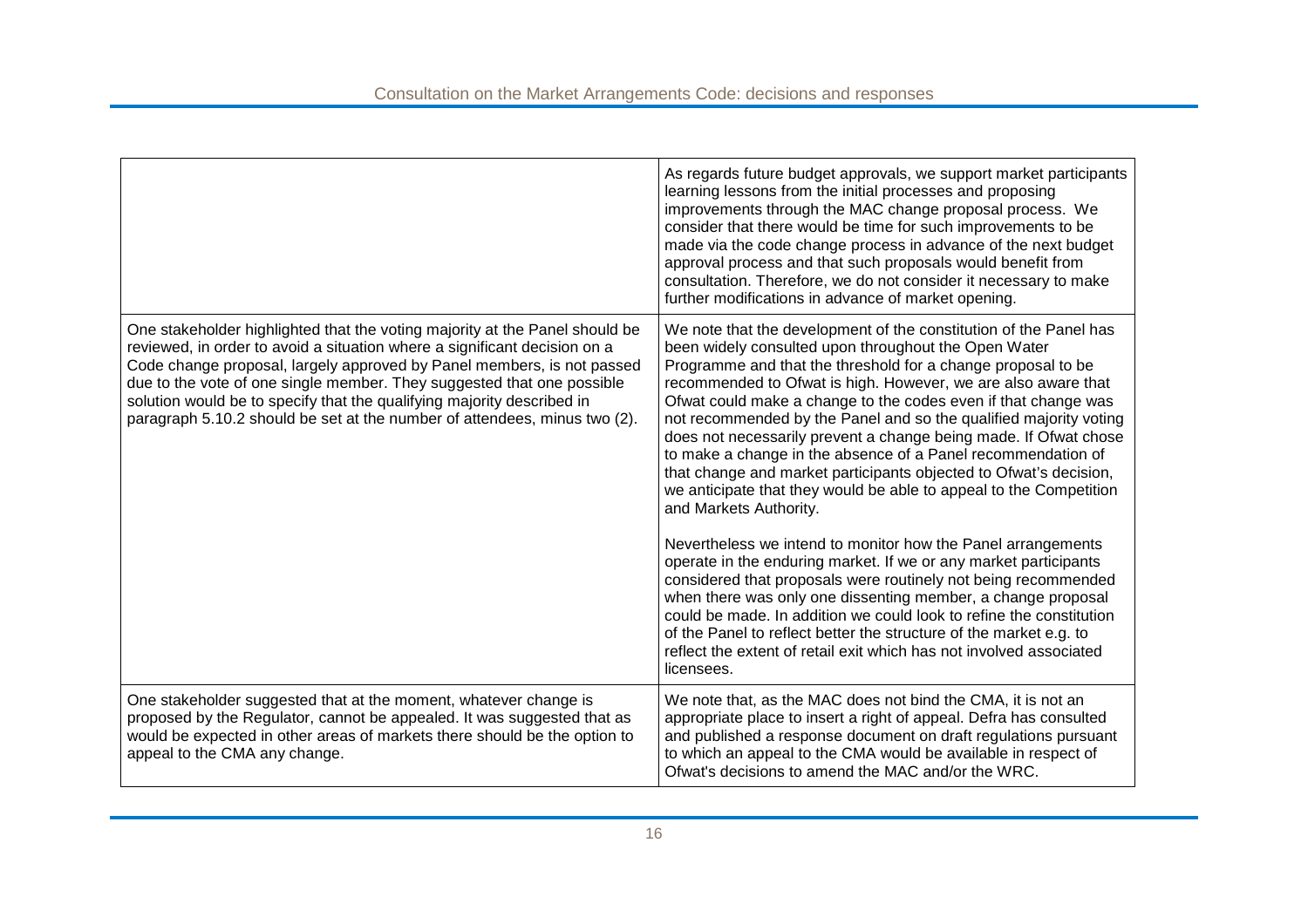| | |
|---|---|
| | As regards future budget approvals, we support market participants learning lessons from the initial processes and proposing improvements through the MAC change proposal process. We consider that there would be time for such improvements to be made via the code change process in advance of the next budget approval process and that such proposals would benefit from consultation. Therefore, we do not consider it necessary to make further modifications in advance of market opening. |
| One stakeholder highlighted that the voting majority at the Panel should be reviewed, in order to avoid a situation where a significant decision on a Code change proposal, largely approved by Panel members, is not passed due to the vote of one single member. They suggested that one possible solution would be to specify that the qualifying majority described in paragraph 5.10.2 should be set at the number of attendees, minus two (2). | We note that the development of the constitution of the Panel has been widely consulted upon throughout the Open Water Programme and that the threshold for a change proposal to be recommended to Ofwat is high. However, we are also aware that Ofwat could make a change to the codes even if that change was not recommended by the Panel and so the qualified majority voting does not necessarily prevent a change being made. If Ofwat chose to make a change in the absence of a Panel recommendation of that change and market participants objected to Ofwat's decision, we anticipate that they would be able to appeal to the Competition and Markets Authority.<br><br>Nevertheless we intend to monitor how the Panel arrangements operate in the enduring market. If we or any market participants considered that proposals were routinely not being recommended when there was only one dissenting member, a change proposal could be made. In addition we could look to refine the constitution of the Panel to reflect better the structure of the market e.g. to reflect the extent of retail exit which has not involved associated licensees. |
| One stakeholder suggested that at the moment, whatever change is proposed by the Regulator, cannot be appealed. It was suggested that as would be expected in other areas of markets there should be the option to appeal to the CMA any change. | We note that, as the MAC does not bind the CMA, it is not an appropriate place to insert a right of appeal. Defra has consulted and published a response document on draft regulations pursuant to which an appeal to the CMA would be available in respect of Ofwat's decisions to amend the MAC and/or the WRC. |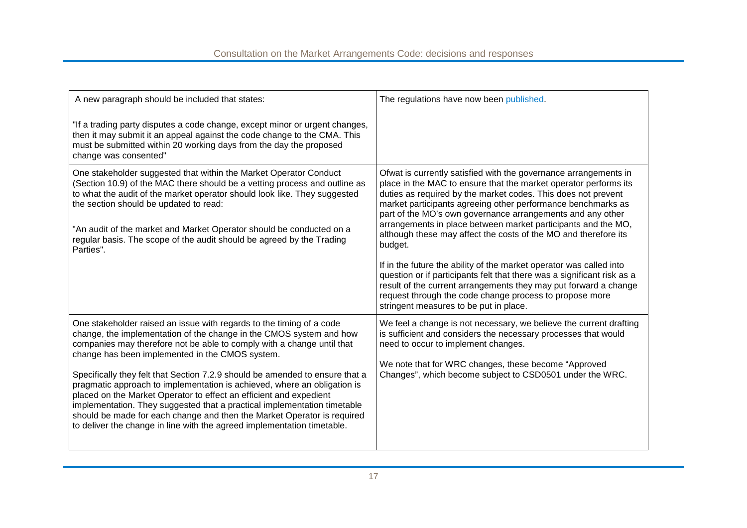| | |
|---|---|
| A new paragraph should be included that states:<br><br>"If a trading party disputes a code change, except minor or urgent changes, then it may submit it an appeal against the code change to the CMA. This must be submitted within 20 working days from the day the proposed change was consented" | The regulations have now been published. |
| One stakeholder suggested that within the Market Operator Conduct (Section 10.9) of the MAC there should be a vetting process and outline as to what the audit of the market operator should look like. They suggested the section should be updated to read:<br><br>"An audit of the market and Market Operator should be conducted on a regular basis. The scope of the audit should be agreed by the Trading Parties". | Ofwat is currently satisfied with the governance arrangements in place in the MAC to ensure that the market operator performs its duties as required by the market codes. This does not prevent market participants agreeing other performance benchmarks as part of the MO's own governance arrangements and any other arrangements in place between market participants and the MO, although these may affect the costs of the MO and therefore its budget.<br><br>If in the future the ability of the market operator was called into question or if participants felt that there was a significant risk as a result of the current arrangements they may put forward a change request through the code change process to propose more stringent measures to be put in place. |
| One stakeholder raised an issue with regards to the timing of a code change, the implementation of the change in the CMOS system and how companies may therefore not be able to comply with a change until that change has been implemented in the CMOS system.<br><br>Specifically they felt that Section 7.2.9 should be amended to ensure that a pragmatic approach to implementation is achieved, where an obligation is placed on the Market Operator to effect an efficient and expedient implementation. They suggested that a practical implementation timetable should be made for each change and then the Market Operator is required to deliver the change in line with the agreed implementation timetable. | We feel a change is not necessary, we believe the current drafting is sufficient and considers the necessary processes that would need to occur to implement changes.<br><br>We note that for WRC changes, these become "Approved Changes", which become subject to CSD0501 under the WRC. |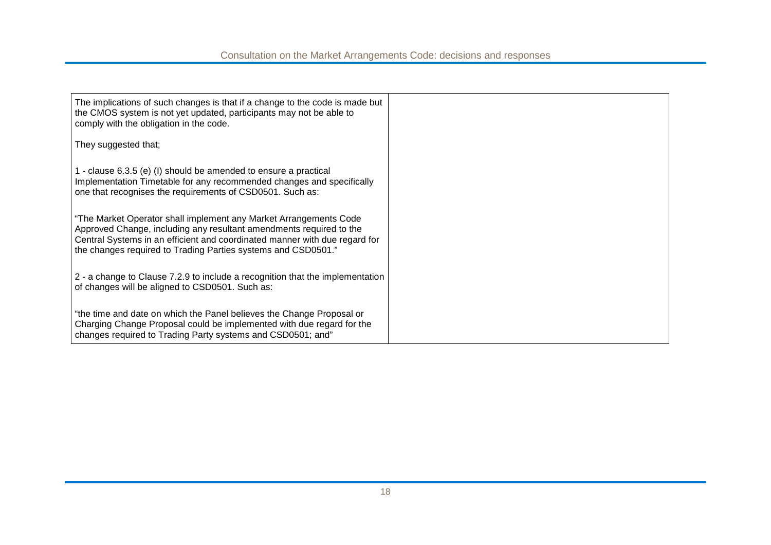| | |
|---|---|
| The implications of such changes is that if a change to the code is made but the CMOS system is not yet updated, participants may not be able to comply with the obligation in the code.<br><br>They suggested that;<br><br>1 - clause 6.3.5 (e) (I) should be amended to ensure a practical Implementation Timetable for any recommended changes and specifically one that recognises the requirements of CSD0501. Such as:<br><br>"The Market Operator shall implement any Market Arrangements Code Approved Change, including any resultant amendments required to the Central Systems in an efficient and coordinated manner with due regard for the changes required to Trading Parties systems and CSD0501."<br><br>2 - a change to Clause 7.2.9 to include a recognition that the implementation of changes will be aligned to CSD0501. Such as:<br><br>"the time and date on which the Panel believes the Change Proposal or Charging Change Proposal could be implemented with due regard for the changes required to Trading Party systems and CSD0501; and" | |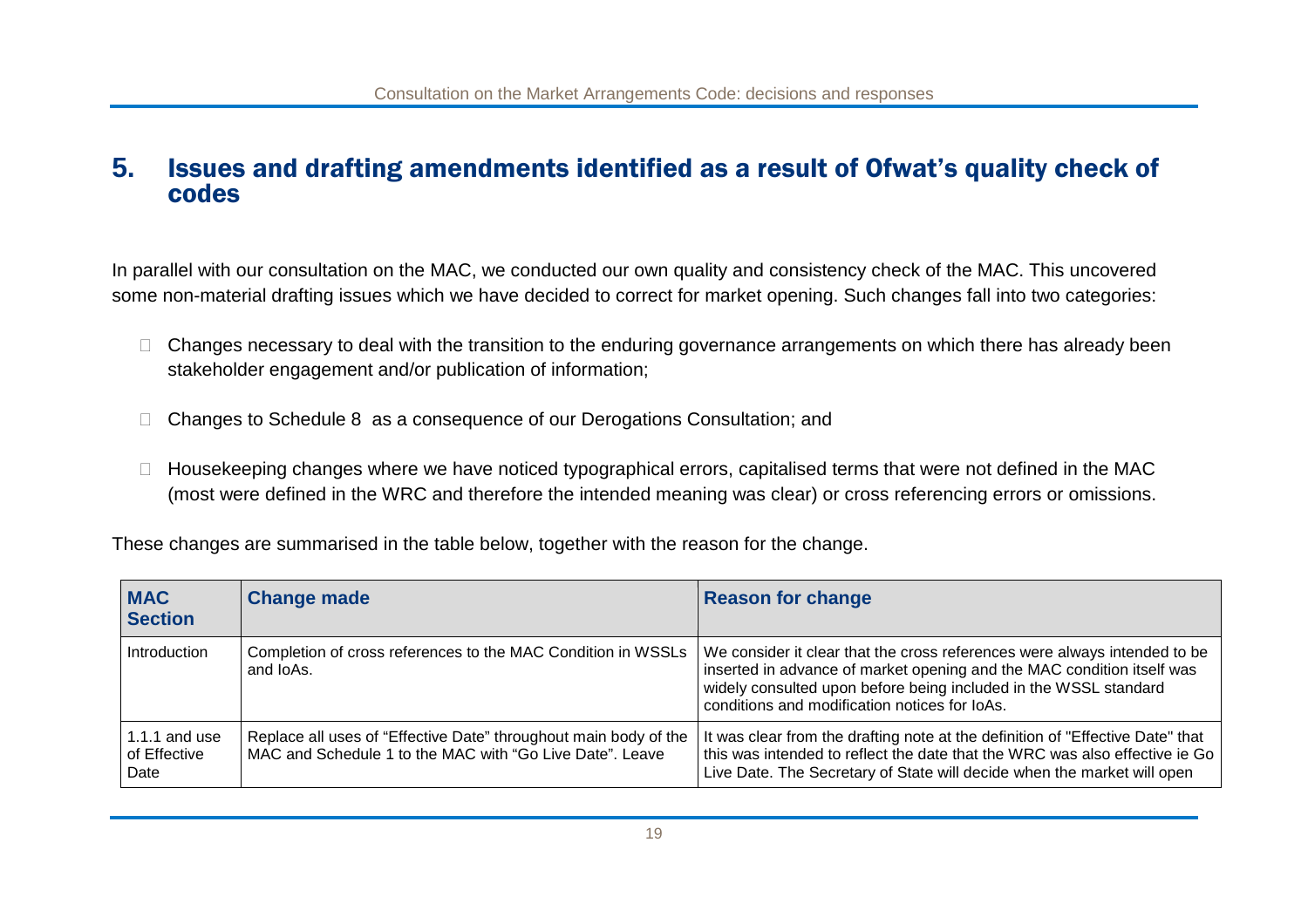## 5. Issues and drafting amendments identified as a result of Ofwat's quality check of codes

In parallel with our consultation on the MAC, we conducted our own quality and consistency check of the MAC. This uncovered some non-material drafting issues which we have decided to correct for market opening. Such changes fall into two categories:

- Changes necessary to deal with the transition to the enduring governance arrangements on which there has already been stakeholder engagement and/or publication of information;
- Changes to Schedule 8 as a consequence of our Derogations Consultation; and
- Housekeeping changes where we have noticed typographical errors, capitalised terms that were not defined in the MAC (most were defined in the WRC and therefore the intended meaning was clear) or cross referencing errors or omissions.

These changes are summarised in the table below, together with the reason for the change.

| MAC Section | Change made | Reason for change |
|---|---|---|
| Introduction | Completion of cross references to the MAC Condition in WSSLs and IoAs. | We consider it clear that the cross references were always intended to be inserted in advance of market opening and the MAC condition itself was widely consulted upon before being included in the WSSL standard conditions and modification notices for IoAs. |
| 1.1.1 and use of Effective Date | Replace all uses of "Effective Date" throughout main body of the MAC and Schedule 1 to the MAC with "Go Live Date". Leave | It was clear from the drafting note at the definition of "Effective Date" that this was intended to reflect the date that the WRC was also effective ie Go Live Date. The Secretary of State will decide when the market will open |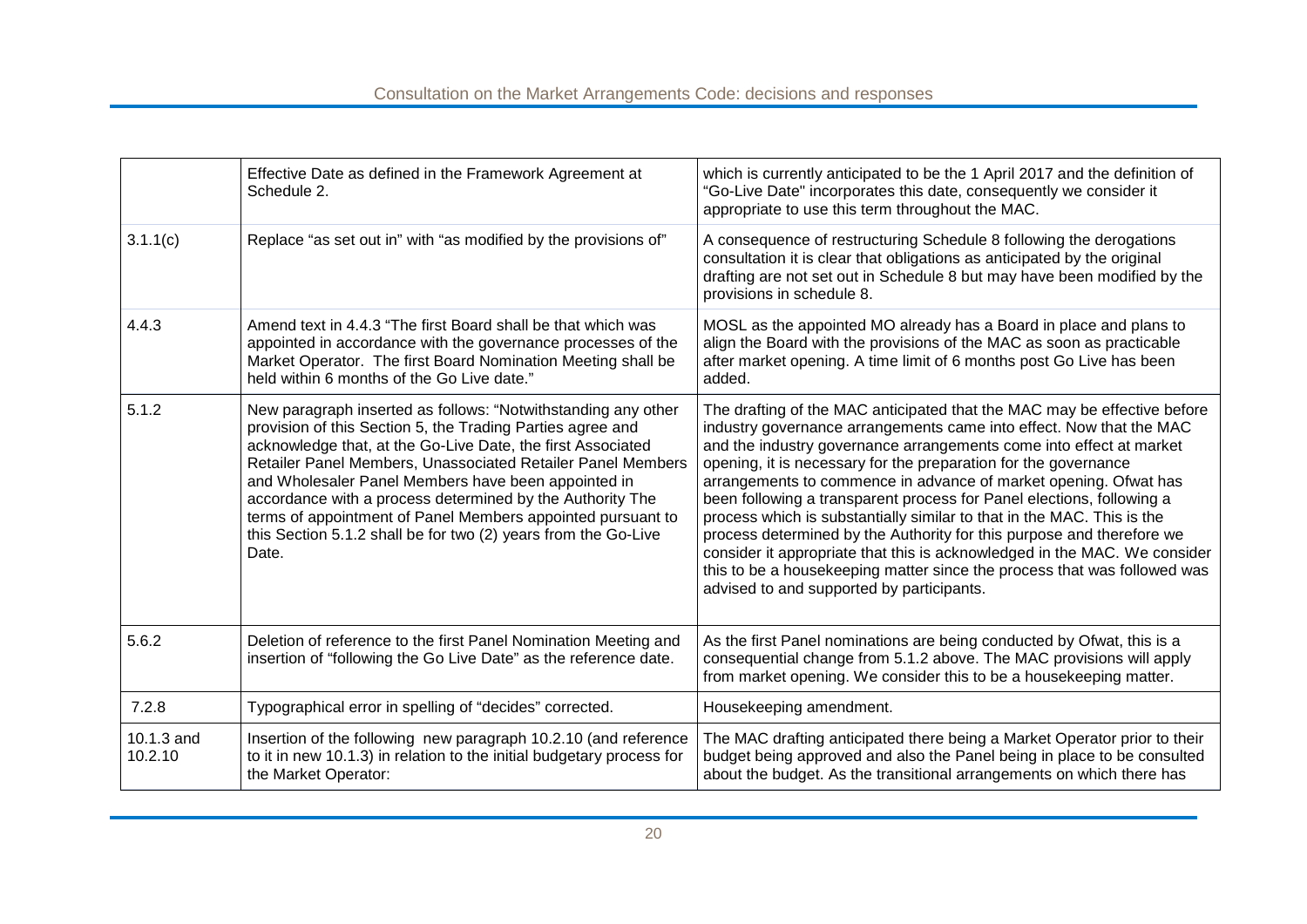| | | |
|---|---|---|
| | Effective Date as defined in the Framework Agreement at Schedule 2. | which is currently anticipated to be the 1 April 2017 and the definition of "Go-Live Date" incorporates this date, consequently we consider it appropriate to use this term throughout the MAC. |
| 3.1.1(c) | Replace "as set out in" with "as modified by the provisions of" | A consequence of restructuring Schedule 8 following the derogations consultation it is clear that obligations as anticipated by the original drafting are not set out in Schedule 8 but may have been modified by the provisions in schedule 8. |
| 4.4.3 | Amend text in 4.4.3 "The first Board shall be that which was appointed in accordance with the governance processes of the Market Operator. The first Board Nomination Meeting shall be held within 6 months of the Go Live date." | MOSL as the appointed MO already has a Board in place and plans to align the Board with the provisions of the MAC as soon as practicable after market opening. A time limit of 6 months post Go Live has been added. |
| 5.1.2 | New paragraph inserted as follows: "Notwithstanding any other provision of this Section 5, the Trading Parties agree and acknowledge that, at the Go-Live Date, the first Associated Retailer Panel Members, Unassociated Retailer Panel Members and Wholesaler Panel Members have been appointed in accordance with a process determined by the Authority The terms of appointment of Panel Members appointed pursuant to this Section 5.1.2 shall be for two (2) years from the Go-Live Date. | The drafting of the MAC anticipated that the MAC may be effective before industry governance arrangements came into effect. Now that the MAC and the industry governance arrangements come into effect at market opening, it is necessary for the preparation for the governance arrangements to commence in advance of market opening. Ofwat has been following a transparent process for Panel elections, following a process which is substantially similar to that in the MAC. This is the process determined by the Authority for this purpose and therefore we consider it appropriate that this is acknowledged in the MAC. We consider this to be a housekeeping matter since the process that was followed was advised to and supported by participants. |
| 5.6.2 | Deletion of reference to the first Panel Nomination Meeting and insertion of "following the Go Live Date" as the reference date. | As the first Panel nominations are being conducted by Ofwat, this is a consequential change from 5.1.2 above. The MAC provisions will apply from market opening. We consider this to be a housekeeping matter. |
| 7.2.8 | Typographical error in spelling of "decides" corrected. | Housekeeping amendment. |
| 10.1.3 and 10.2.10 | Insertion of the following new paragraph 10.2.10 (and reference to it in new 10.1.3) in relation to the initial budgetary process for the Market Operator: | The MAC drafting anticipated there being a Market Operator prior to their budget being approved and also the Panel being in place to be consulted about the budget. As the transitional arrangements on which there has |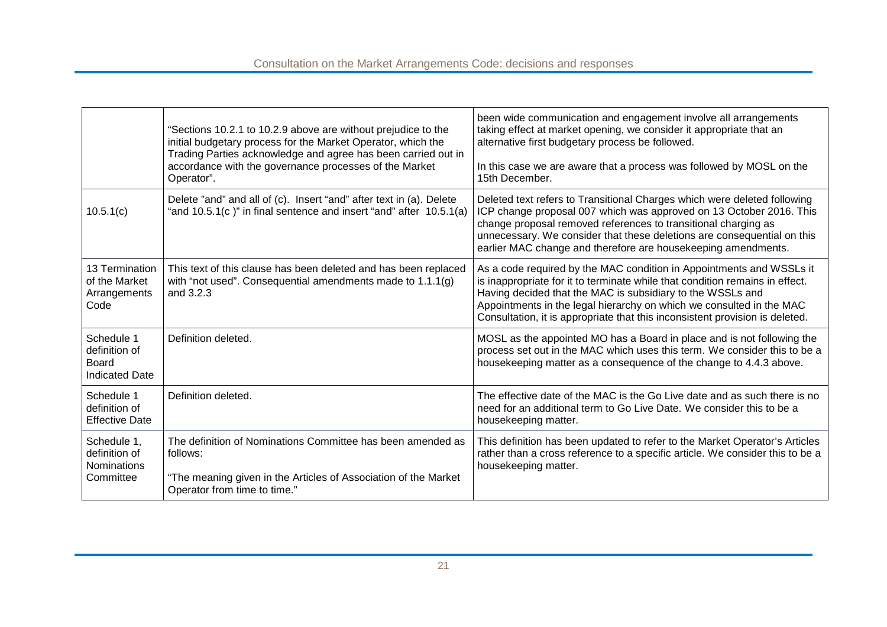| | | |
|---|---|---|
| | "Sections 10.2.1 to 10.2.9 above are without prejudice to the initial budgetary process for the Market Operator, which the Trading Parties acknowledge and agree has been carried out in accordance with the governance processes of the Market Operator". | been wide communication and engagement involve all arrangements taking effect at market opening, we consider it appropriate that an alternative first budgetary process be followed.<br><br>In this case we are aware that a process was followed by MOSL on the 15th December. |
| 10.5.1(c) | Delete "and" and all of (c). Insert "and" after text in (a). Delete "and 10.5.1(c )" in final sentence and insert "and" after 10.5.1(a) | Deleted text refers to Transitional Charges which were deleted following ICP change proposal 007 which was approved on 13 October 2016. This change proposal removed references to transitional charging as unnecessary. We consider that these deletions are consequential on this earlier MAC change and therefore are housekeeping amendments. |
| 13 Termination of the Market Arrangements Code | This text of this clause has been deleted and has been replaced with "not used". Consequential amendments made to 1.1.1(g) and 3.2.3 | As a code required by the MAC condition in Appointments and WSSLs it is inappropriate for it to terminate while that condition remains in effect. Having decided that the MAC is subsidiary to the WSSLs and Appointments in the legal hierarchy on which we consulted in the MAC Consultation, it is appropriate that this inconsistent provision is deleted. |
| Schedule 1 definition of Board Indicated Date | Definition deleted. | MOSL as the appointed MO has a Board in place and is not following the process set out in the MAC which uses this term. We consider this to be a housekeeping matter as a consequence of the change to 4.4.3 above. |
| Schedule 1 definition of Effective Date | Definition deleted. | The effective date of the MAC is the Go Live date and as such there is no need for an additional term to Go Live Date. We consider this to be a housekeeping matter. |
| Schedule 1, definition of Nominations Committee | The definition of Nominations Committee has been amended as follows:<br><br>"The meaning given in the Articles of Association of the Market Operator from time to time." | This definition has been updated to refer to the Market Operator's Articles rather than a cross reference to a specific article. We consider this to be a housekeeping matter. |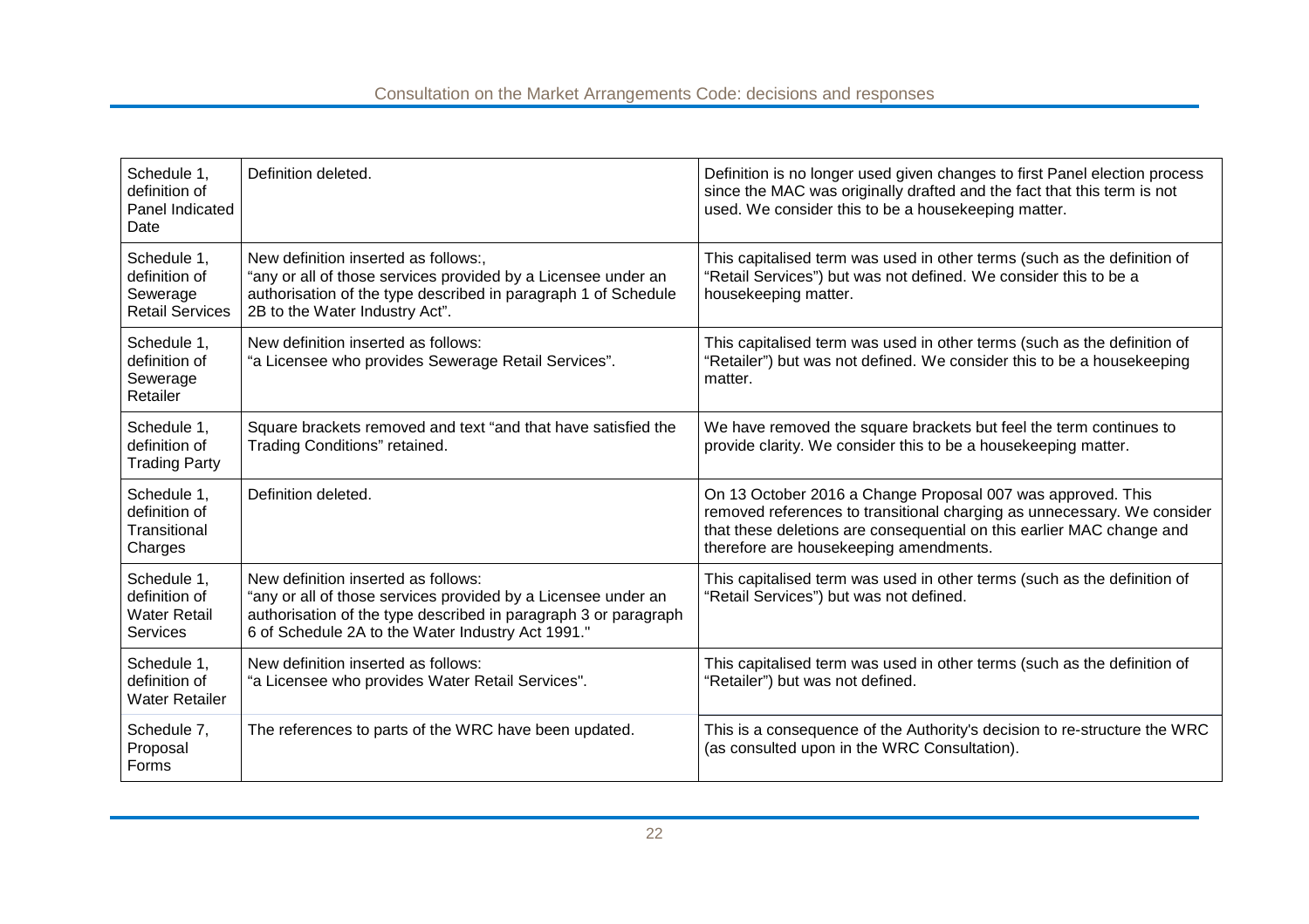| | | |
|---|---|---|
| Schedule 1, definition of Panel Indicated Date | Definition deleted. | Definition is no longer used given changes to first Panel election process since the MAC was originally drafted and the fact that this term is not used. We consider this to be a housekeeping matter. |
| Schedule 1, definition of Sewerage Retail Services | New definition inserted as follows:, "any or all of those services provided by a Licensee under an authorisation of the type described in paragraph 1 of Schedule 2B to the Water Industry Act". | This capitalised term was used in other terms (such as the definition of "Retail Services") but was not defined. We consider this to be a housekeeping matter. |
| Schedule 1, definition of Sewerage Retailer | New definition inserted as follows: "a Licensee who provides Sewerage Retail Services". | This capitalised term was used in other terms (such as the definition of "Retailer") but was not defined. We consider this to be a housekeeping matter. |
| Schedule 1, definition of Trading Party | Square brackets removed and text "and that have satisfied the Trading Conditions" retained. | We have removed the square brackets but feel the term continues to provide clarity. We consider this to be a housekeeping matter. |
| Schedule 1, definition of Transitional Charges | Definition deleted. | On 13 October 2016 a Change Proposal 007 was approved. This removed references to transitional charging as unnecessary. We consider that these deletions are consequential on this earlier MAC change and therefore are housekeeping amendments. |
| Schedule 1, definition of Water Retail Services | New definition inserted as follows: "any or all of those services provided by a Licensee under an authorisation of the type described in paragraph 3 or paragraph 6 of Schedule 2A to the Water Industry Act 1991." | This capitalised term was used in other terms (such as the definition of "Retail Services") but was not defined. |
| Schedule 1, definition of Water Retailer | New definition inserted as follows: "a Licensee who provides Water Retail Services". | This capitalised term was used in other terms (such as the definition of "Retailer") but was not defined. |
| Schedule 7, Proposal Forms | The references to parts of the WRC have been updated. | This is a consequence of the Authority's decision to re-structure the WRC (as consulted upon in the WRC Consultation). |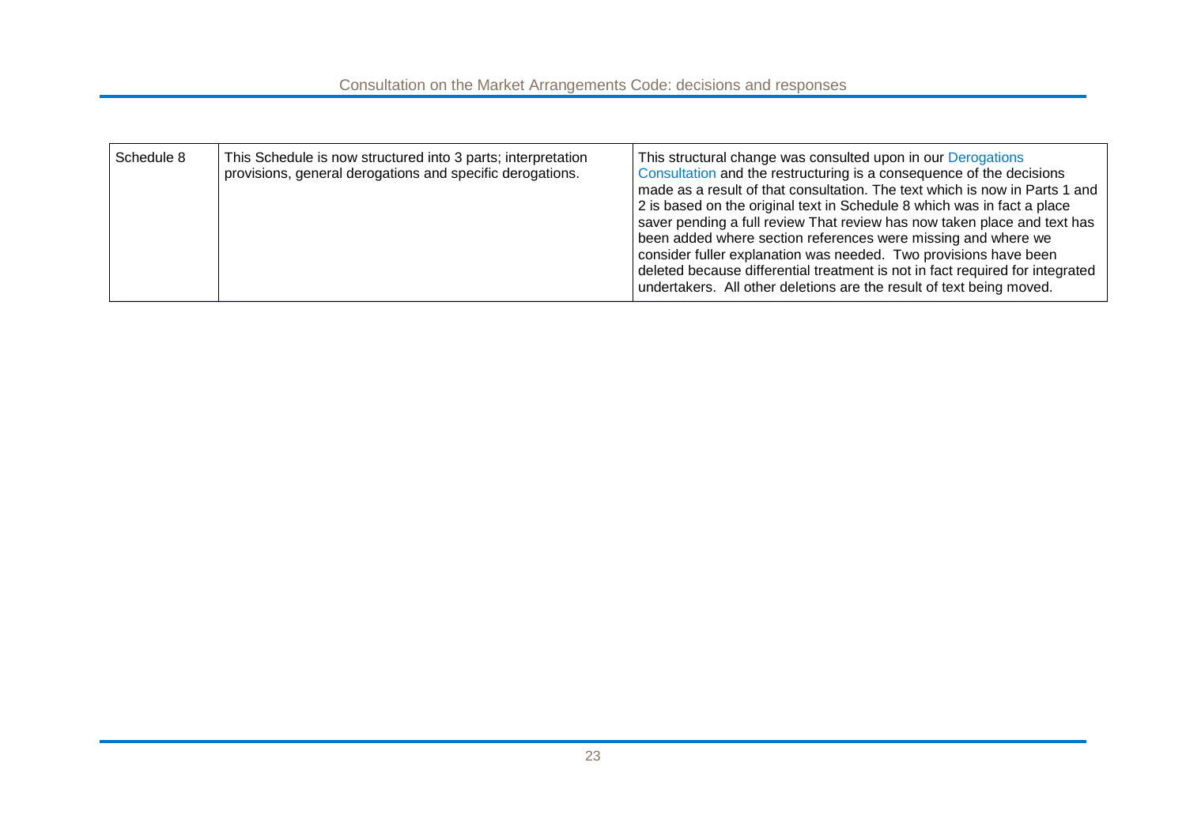| | | |
|---|---|---|
| Schedule 8 | This Schedule is now structured into 3 parts; interpretation provisions, general derogations and specific derogations. | This structural change was consulted upon in our Derogations Consultation and the restructuring is a consequence of the decisions made as a result of that consultation. The text which is now in Parts 1 and 2 is based on the original text in Schedule 8 which was in fact a place saver pending a full review That review has now taken place and text has been added where section references were missing and where we consider fuller explanation was needed. Two provisions have been deleted because differential treatment is not in fact required for integrated undertakers. All other deletions are the result of text being moved. |